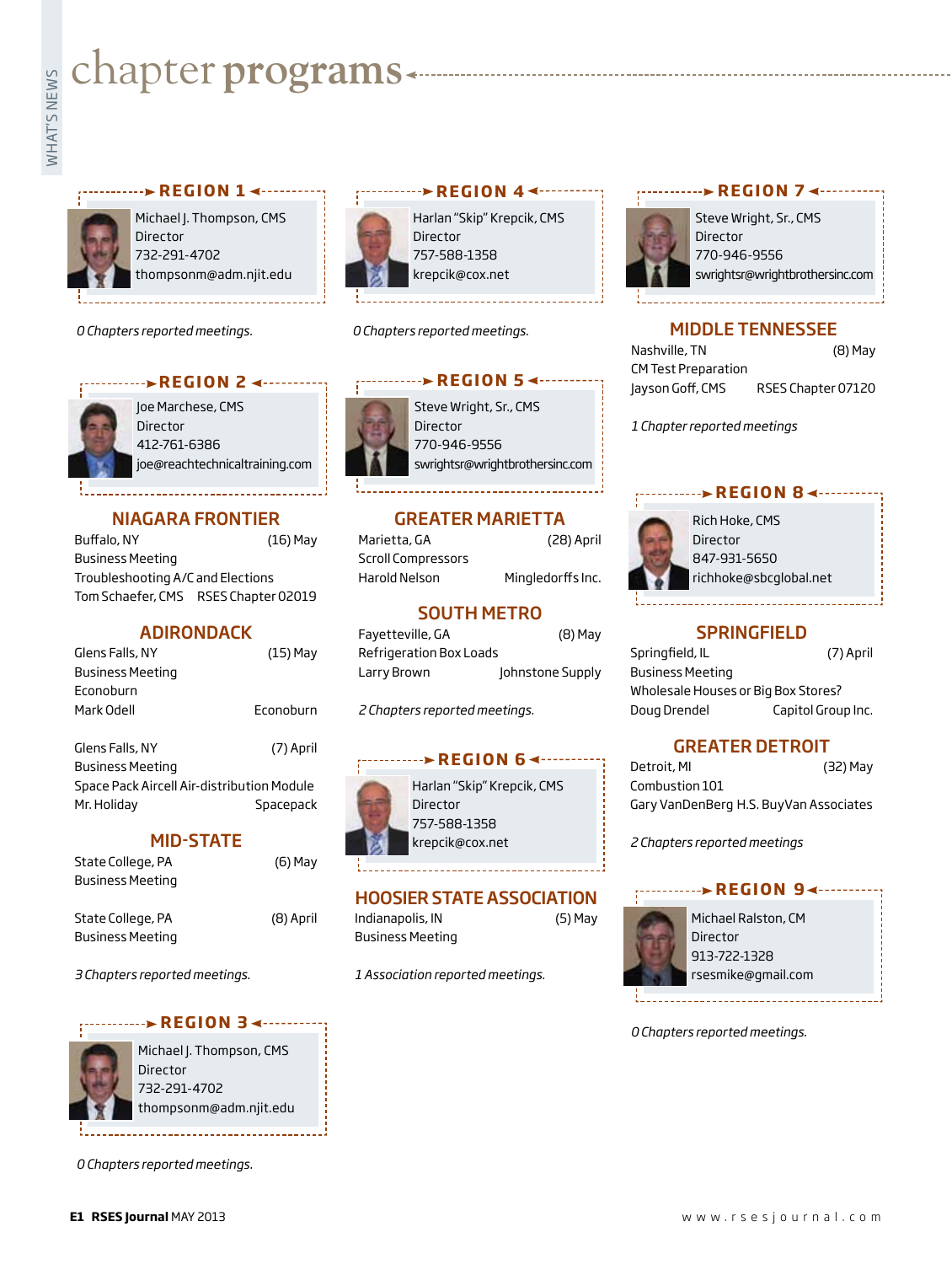# chapter programs

## REGION 1

Michael J. Thompson, CMS
Director
732-291-4702
thompsonm@adm.njit.edu

*0 Chapters reported meetings.*

## REGION 2

Joe Marchese, CMS
Director
412-761-6386
joe@reachtechnicaltraining.com

### NIAGARA FRONTIER

Buffalo, NY (16) May
Business Meeting
Troubleshooting A/C and Elections
Tom Schaefer, CMS RSES Chapter 02019

### ADIRONDACK

Glens Falls, NY (15) May
Business Meeting
Econoburn
Mark Odell Econoburn

Glens Falls, NY (7) April
Business Meeting
Space Pack Aircell Air-distribution Module
Mr. Holiday Spacepack

### MID-STATE

State College, PA (6) May
Business Meeting

State College, PA (8) April
Business Meeting

*3 Chapters reported meetings.*

## REGION 3

Michael J. Thompson, CMS
Director
732-291-4702
thompsonm@adm.njit.edu

*0 Chapters reported meetings.*

## REGION 4

Harlan "Skip" Krepcik, CMS
Director
757-588-1358
krepcik@cox.net

*0 Chapters reported meetings.*

## REGION 5

Steve Wright, Sr., CMS
Director
770-946-9556
swrightsr@wrightbrothersinc.com

### GREATER MARIETTA

Marietta, GA (28) April
Scroll Compressors
Harold Nelson Mingledorffs Inc.

### SOUTH METRO

Fayetteville, GA (8) May
Refrigeration Box Loads
Larry Brown Johnstone Supply

*2 Chapters reported meetings.*

## REGION 6

Harlan "Skip" Krepcik, CMS
Director
757-588-1358
krepcik@cox.net

### HOOSIER STATE ASSOCIATION

Indianapolis, IN (5) May
Business Meeting

*1 Association reported meetings.*

## REGION 7

Steve Wright, Sr., CMS
Director
770-946-9556
swrightsr@wrightbrothersinc.com

### MIDDLE TENNESSEE

Nashville, TN (8) May
CM Test Preparation
Jayson Goff, CMS RSES Chapter 07120

*1 Chapter reported meetings*

## REGION 8

Rich Hoke, CMS
Director
847-931-5650
richhoke@sbcglobal.net

### SPRINGFIELD

Springfield, IL (7) April
Business Meeting
Wholesale Houses or Big Box Stores?
Doug Drendel Capitol Group Inc.

### GREATER DETROIT

Detroit, MI (32) May
Combustion 101
Gary VanDenBerg H.S. BuyVan Associates

*2 Chapters reported meetings*

## REGION 9

Michael Ralston, CM
Director
913-722-1328
rsesmike@gmail.com

*0 Chapters reported meetings.*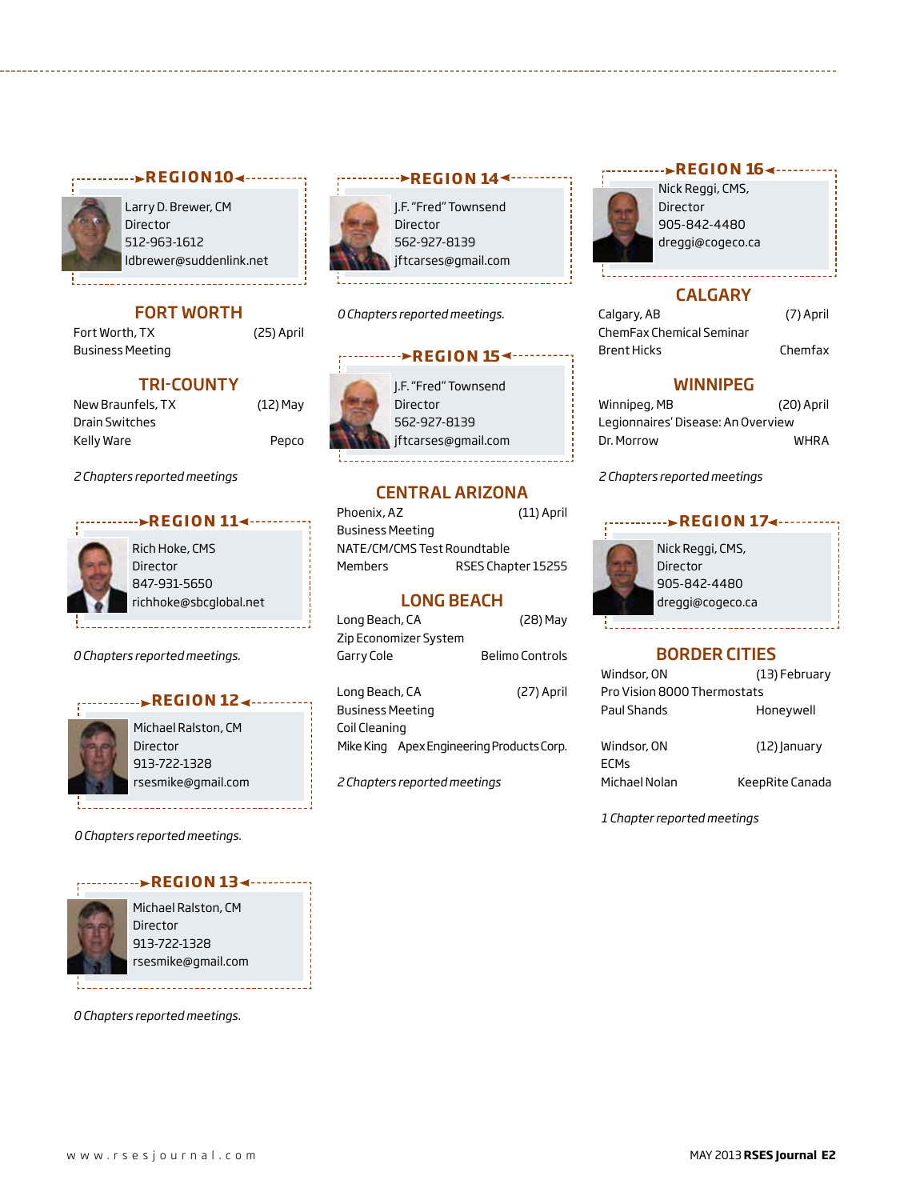## REGION 10

Larry D. Brewer, CM
Director
512-963-1612
ldbrewer@suddenlink.net

### FORT WORTH

Fort Worth, TX (25) April
Business Meeting

### TRI-COUNTY

New Braunfels, TX (12) May
Drain Switches
Kelly Ware Pepco

*2 Chapters reported meetings*

## REGION 11

Rich Hoke, CMS
Director
847-931-5650
richhoke@sbcglobal.net

*0 Chapters reported meetings.*

## REGION 12

Michael Ralston, CM
Director
913-722-1328
rsesmike@gmail.com

*0 Chapters reported meetings.*

## REGION 13

Michael Ralston, CM
Director
913-722-1328
rsesmike@gmail.com

*0 Chapters reported meetings.*

## REGION 14

J.F. "Fred" Townsend
Director
562-927-8139
jftcarses@gmail.com

*0 Chapters reported meetings.*

## REGION 15

J.F. "Fred" Townsend
Director
562-927-8139
jftcarses@gmail.com

### CENTRAL ARIZONA

Phoenix, AZ (11) April
Business Meeting
NATE/CM/CMS Test Roundtable
Members RSES Chapter 15255

### LONG BEACH

Long Beach, CA (28) May
Zip Economizer System
Garry Cole Belimo Controls

Long Beach, CA (27) April
Business Meeting
Coil Cleaning
Mike King Apex Engineering Products Corp.

*2 Chapters reported meetings*

## REGION 16

Nick Reggi, CMS,
Director
905-842-4480
dreggi@cogeco.ca

### CALGARY

Calgary, AB (7) April
ChemFax Chemical Seminar
Brent Hicks Chemfax

### WINNIPEG

Winnipeg, MB (20) April
Legionnaires' Disease: An Overview
Dr. Morrow WHRA

*2 Chapters reported meetings*

## REGION 17

Nick Reggi, CMS,
Director
905-842-4480
dreggi@cogeco.ca

### BORDER CITIES

Windsor, ON (13) February
Pro Vision 8000 Thermostats
Paul Shands Honeywell

Windsor, ON (12) January
ECMs
Michael Nolan KeepRite Canada

*1 Chapter reported meetings*